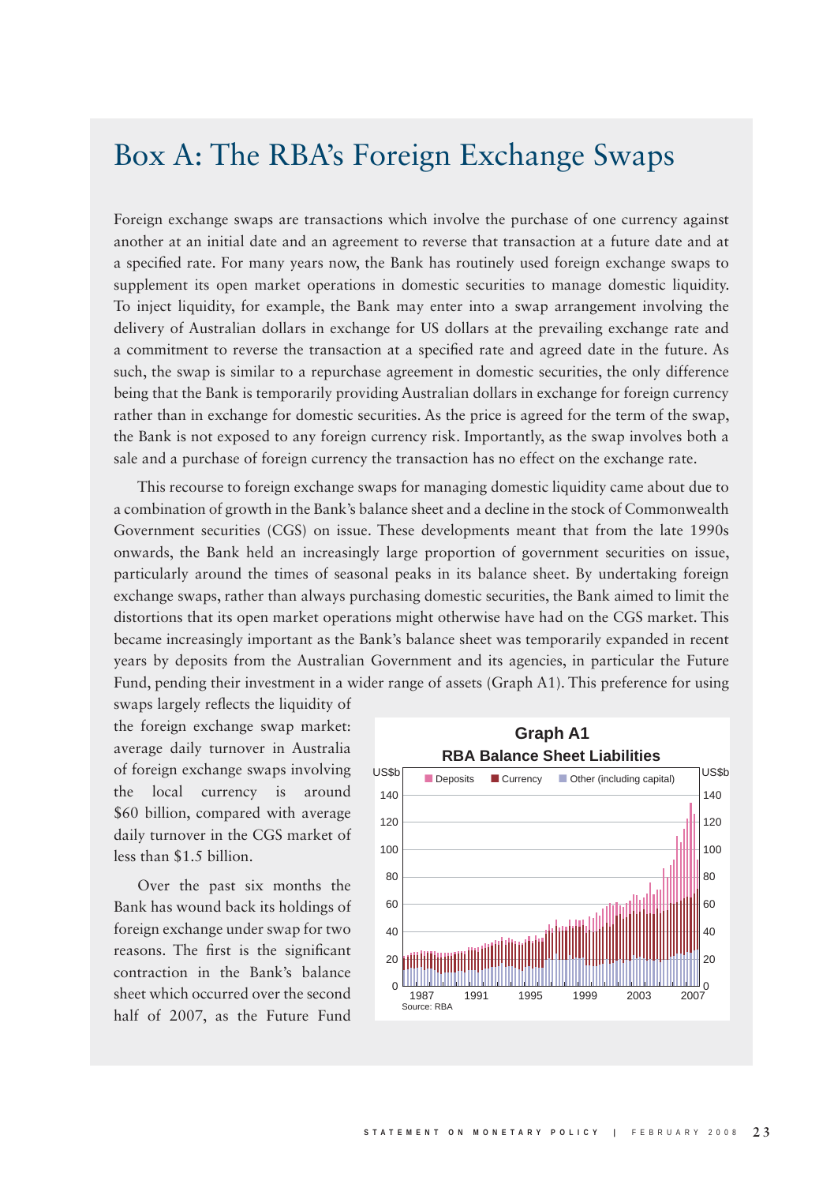# Box A: The RBA's Foreign Exchange Swaps

Foreign exchange swaps are transactions which involve the purchase of one currency against another at an initial date and an agreement to reverse that transaction at a future date and at a specified rate. For many years now, the Bank has routinely used foreign exchange swaps to supplement its open market operations in domestic securities to manage domestic liquidity. To inject liquidity, for example, the Bank may enter into a swap arrangement involving the delivery of Australian dollars in exchange for US dollars at the prevailing exchange rate and a commitment to reverse the transaction at a specified rate and agreed date in the future. As such, the swap is similar to a repurchase agreement in domestic securities, the only difference being that the Bank is temporarily providing Australian dollars in exchange for foreign currency rather than in exchange for domestic securities. As the price is agreed for the term of the swap, the Bank is not exposed to any foreign currency risk. Importantly, as the swap involves both a sale and a purchase of foreign currency the transaction has no effect on the exchange rate.

This recourse to foreign exchange swaps for managing domestic liquidity came about due to a combination of growth in the Bank's balance sheet and a decline in the stock of Commonwealth Government securities (CGS) on issue. These developments meant that from the late 1990s onwards, the Bank held an increasingly large proportion of government securities on issue, particularly around the times of seasonal peaks in its balance sheet. By undertaking foreign exchange swaps, rather than always purchasing domestic securities, the Bank aimed to limit the distortions that its open market operations might otherwise have had on the CGS market. This became increasingly important as the Bank's balance sheet was temporarily expanded in recent years by deposits from the Australian Government and its agencies, in particular the Future Fund, pending their investment in a wider range of assets (Graph A1). This preference for using swaps largely reflects the liquidity of the foreign exchange swap market: average daily turnover in Australia of foreign exchange swaps involving the local currency is around $60 billion, compared with average daily turnover in the CGS market of less than $1.5 billion.

**Graph A1**
**RBA Balance Sheet Liabilities**

Source: RBA

Over the past six months the Bank has wound back its holdings of foreign exchange under swap for two reasons. The first is the significant contraction in the Bank's balance sheet which occurred over the second half of 2007, as the Future Fund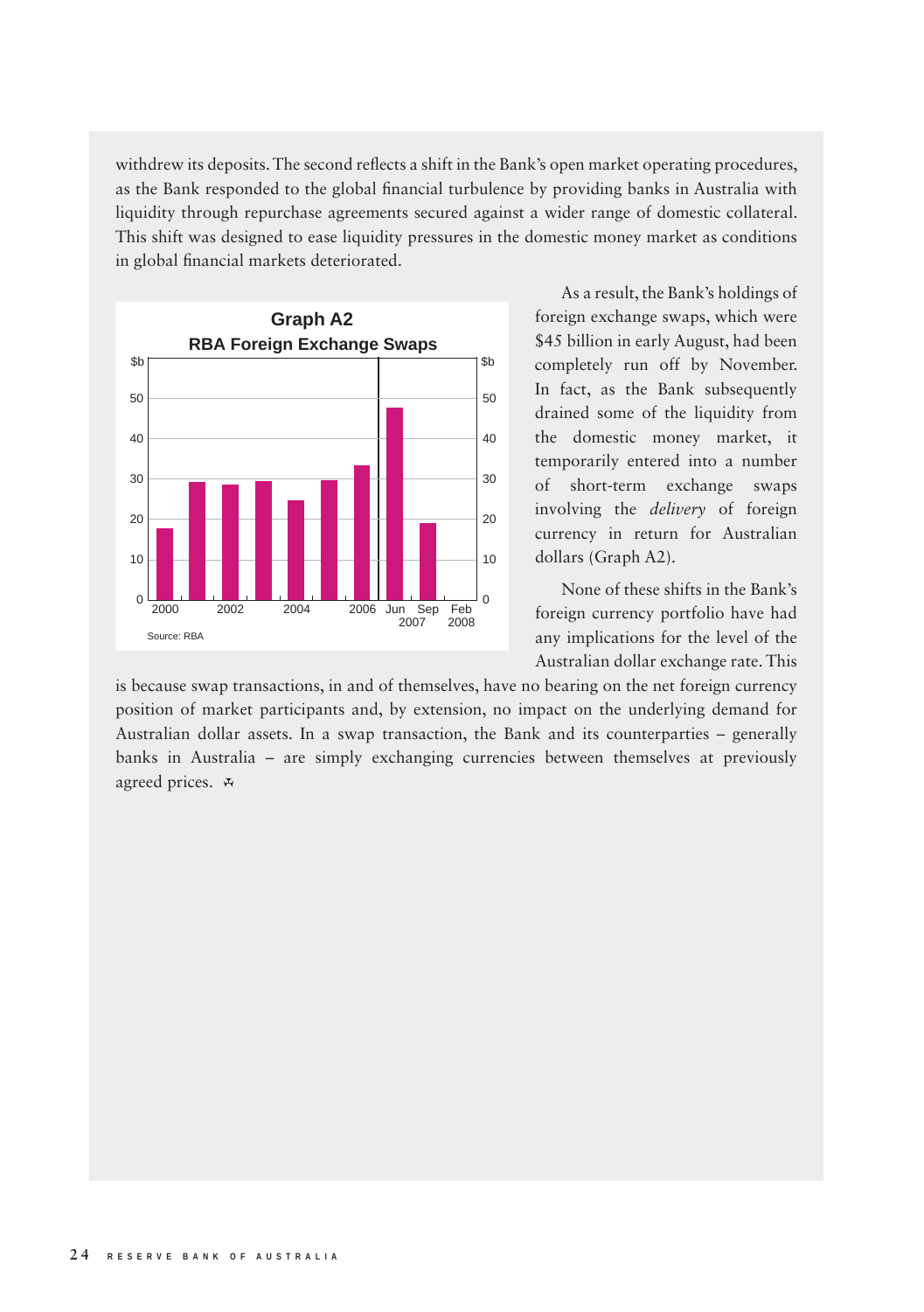withdrew its deposits. The second reflects a shift in the Bank's open market operating procedures, as the Bank responded to the global financial turbulence by providing banks in Australia with liquidity through repurchase agreements secured against a wider range of domestic collateral. This shift was designed to ease liquidity pressures in the domestic money market as conditions in global financial markets deteriorated.

**Graph A2**
**RBA Foreign Exchange Swaps**

$b
50
40
30
20
10
0
2000
2002
2004
2006
Jun
Sep
2007
Feb
2008
Source: RBA

As a result, the Bank's holdings of foreign exchange swaps, which were $45 billion in early August, had been completely run off by November. In fact, as the Bank subsequently drained some of the liquidity from the domestic money market, it temporarily entered into a number of short-term exchange swaps involving the *delivery* of foreign currency in return for Australian dollars (Graph A2).

None of these shifts in the Bank's foreign currency portfolio have had any implications for the level of the Australian dollar exchange rate. This is because swap transactions, in and of themselves, have no bearing on the net foreign currency position of market participants and, by extension, no impact on the underlying demand for Australian dollar assets. In a swap transaction, the Bank and its counterparties – generally banks in Australia – are simply exchanging currencies between themselves at previously agreed prices.